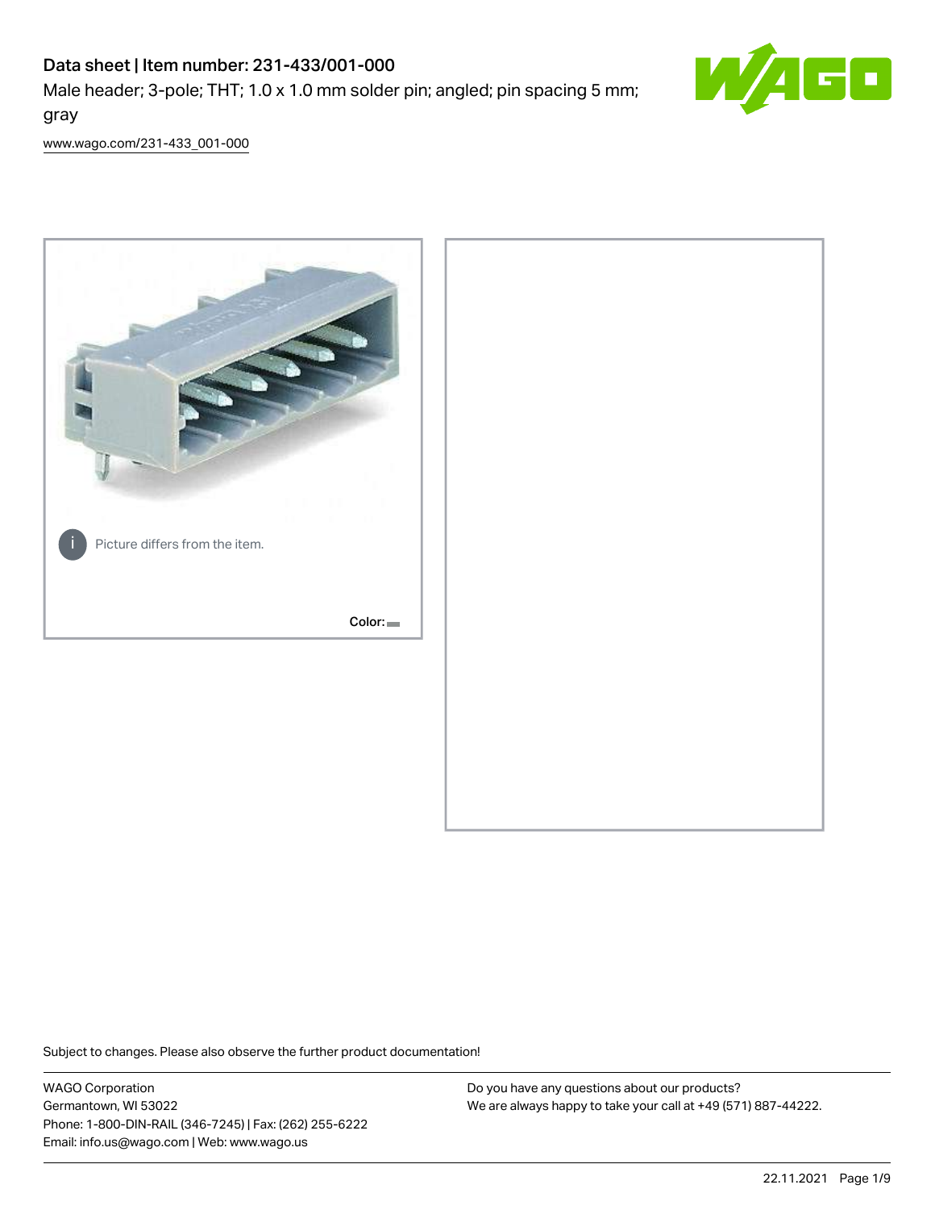# Data sheet | Item number: 231-433/001-000

Male header; 3-pole; THT; 1.0 x 1.0 mm solder pin; angled; pin spacing 5 mm; gray

www.wago.com/231-433_001-000

Picture differs from the item.

Color:

Subject to changes. Please also observe the further product documentation!

WAGO Corporation
Germantown, WI 53022
Phone: 1-800-DIN-RAIL (346-7245) | Fax: (262) 255-6222
Email: info.us@wago.com | Web: www.wago.us

Do you have any questions about our products?
We are always happy to take your call at +49 (571) 887-44222.

22.11.2021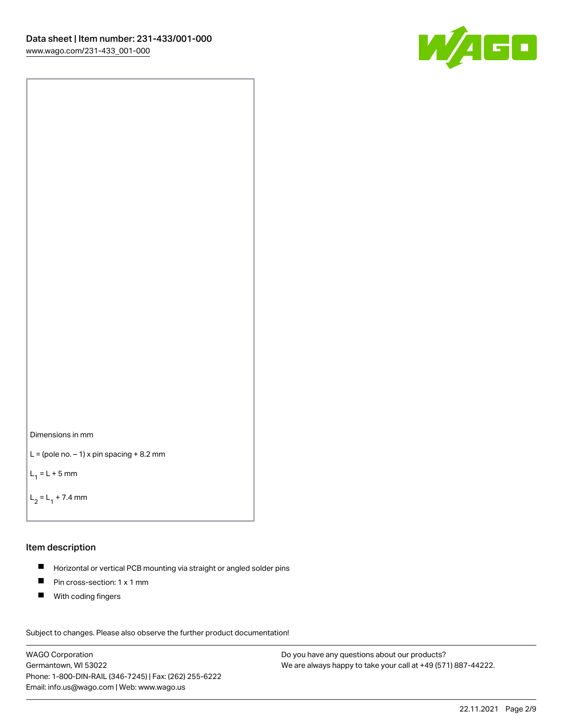Dimensions in mm

L = (pole no. – 1) x pin spacing + 8.2 mm

$L_1$ = L + 5 mm

$L_2$ = $L_1$ + 7.4 mm

## Item description

- Horizontal or vertical PCB mounting via straight or angled solder pins
- Pin cross-section: 1 x 1 mm
- With coding fingers

Subject to changes. Please also observe the further product documentation!

WAGO Corporation
Germantown, WI 53022
Phone: 1-800-DIN-RAIL (346-7245) | Fax: (262) 255-6222
Email: info.us@wago.com | Web: www.wago.us

Do you have any questions about our products?
We are always happy to take your call at +49 (571) 887-44222.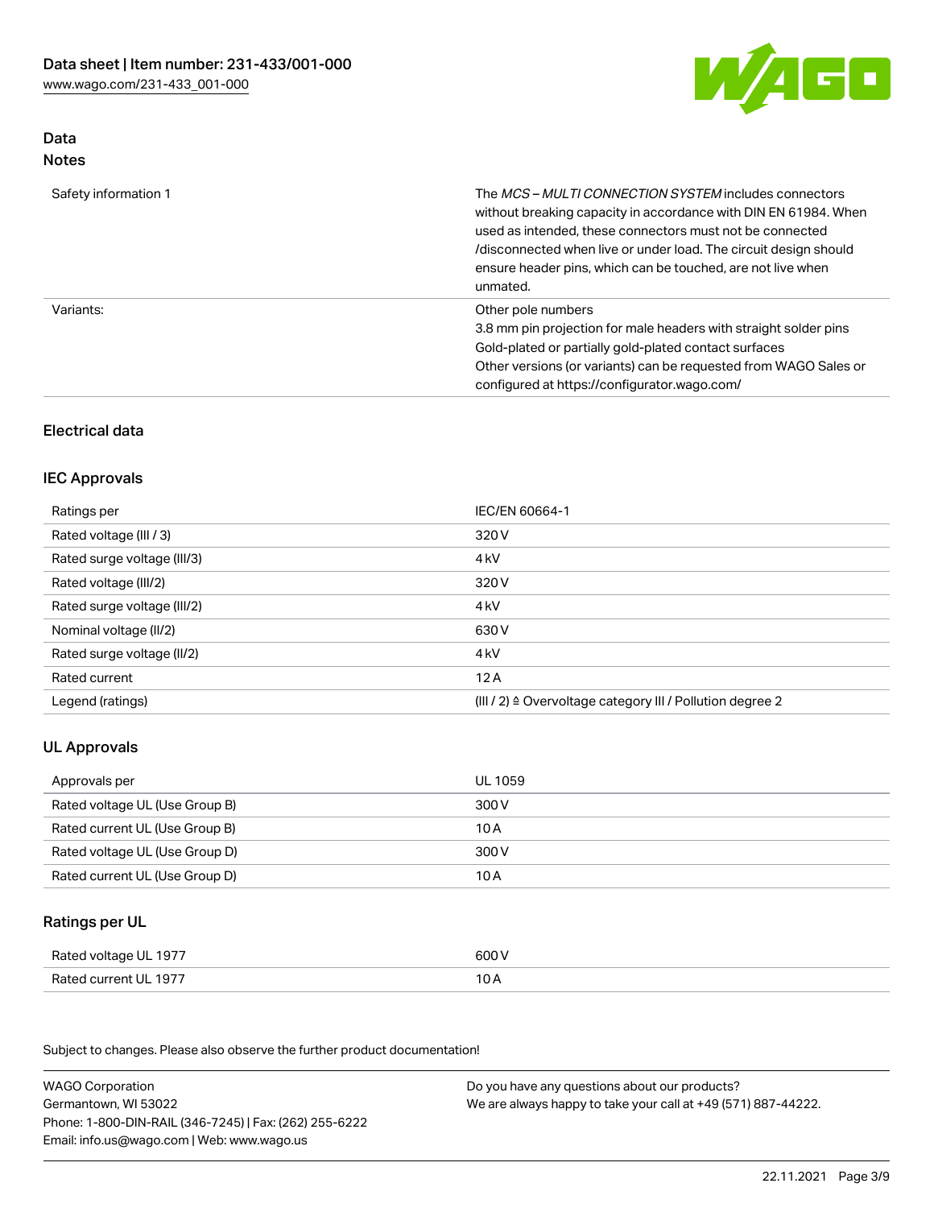## Data

### Notes

| | |
|---|---|
| Safety information 1 | The *MCS – MULTI CONNECTION SYSTEM* includes connectors without breaking capacity in accordance with DIN EN 61984. When used as intended, these connectors must not be connected /disconnected when live or under load. The circuit design should ensure header pins, which can be touched, are not live when unmated. |
| Variants: | Other pole numbers<br>3.8 mm pin projection for male headers with straight solder pins<br>Gold-plated or partially gold-plated contact surfaces<br>Other versions (or variants) can be requested from WAGO Sales or configured at https://configurator.wago.com/ |

## Electrical data

### IEC Approvals

| | |
|---|---|
| Ratings per | IEC/EN 60664-1 |
| Rated voltage (III / 3) | 320 V |
| Rated surge voltage (III/3) | 4 kV |
| Rated voltage (III/2) | 320 V |
| Rated surge voltage (III/2) | 4 kV |
| Nominal voltage (II/2) | 630 V |
| Rated surge voltage (II/2) | 4 kV |
| Rated current | 12 A |
| Legend (ratings) | (III / 2) ≙ Overvoltage category III / Pollution degree 2 |

### UL Approvals

| | |
|---|---|
| Approvals per | UL 1059 |
| Rated voltage UL (Use Group B) | 300 V |
| Rated current UL (Use Group B) | 10 A |
| Rated voltage UL (Use Group D) | 300 V |
| Rated current UL (Use Group D) | 10 A |

### Ratings per UL

| | |
|---|---|
| Rated voltage UL 1977 | 600 V |
| Rated current UL 1977 | 10 A |

Subject to changes. Please also observe the further product documentation!

WAGO Corporation
Germantown, WI 53022
Phone: 1-800-DIN-RAIL (346-7245) | Fax: (262) 255-6222
Email: info.us@wago.com | Web: www.wago.us

Do you have any questions about our products?
We are always happy to take your call at +49 (571) 887-44222.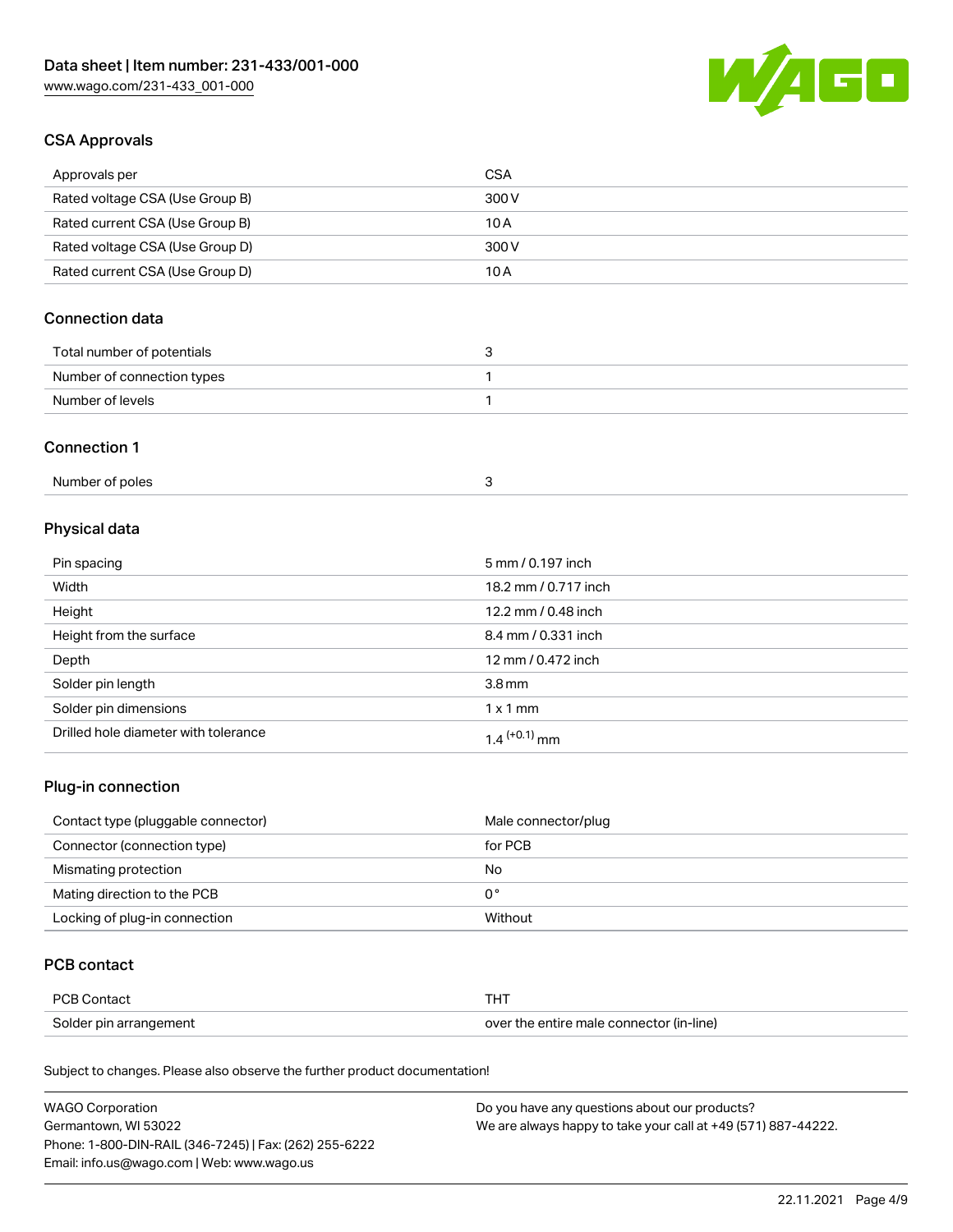## CSA Approvals

| | |
|---|---|
| Approvals per | CSA |
| Rated voltage CSA (Use Group B) | 300 V |
| Rated current CSA (Use Group B) | 10 A |
| Rated voltage CSA (Use Group D) | 300 V |
| Rated current CSA (Use Group D) | 10 A |

## Connection data

| | |
|---|---|
| Total number of potentials | 3 |
| Number of connection types | 1 |
| Number of levels | 1 |

## Connection 1

| | |
|---|---|
| Number of poles | 3 |

## Physical data

| | |
|---|---|
| Pin spacing | 5 mm / 0.197 inch |
| Width | 18.2 mm / 0.717 inch |
| Height | 12.2 mm / 0.48 inch |
| Height from the surface | 8.4 mm / 0.331 inch |
| Depth | 12 mm / 0.472 inch |
| Solder pin length | 3.8 mm |
| Solder pin dimensions | 1 x 1 mm |
| Drilled hole diameter with tolerance | $1.4^{(+0.1)}$ mm |

## Plug-in connection

| | |
|---|---|
| Contact type (pluggable connector) | Male connector/plug |
| Connector (connection type) | for PCB |
| Mismating protection | No |
| Mating direction to the PCB | 0° |
| Locking of plug-in connection | Without |

## PCB contact

| | |
|---|---|
| PCB Contact | THT |
| Solder pin arrangement | over the entire male connector (in-line) |

Subject to changes. Please also observe the further product documentation!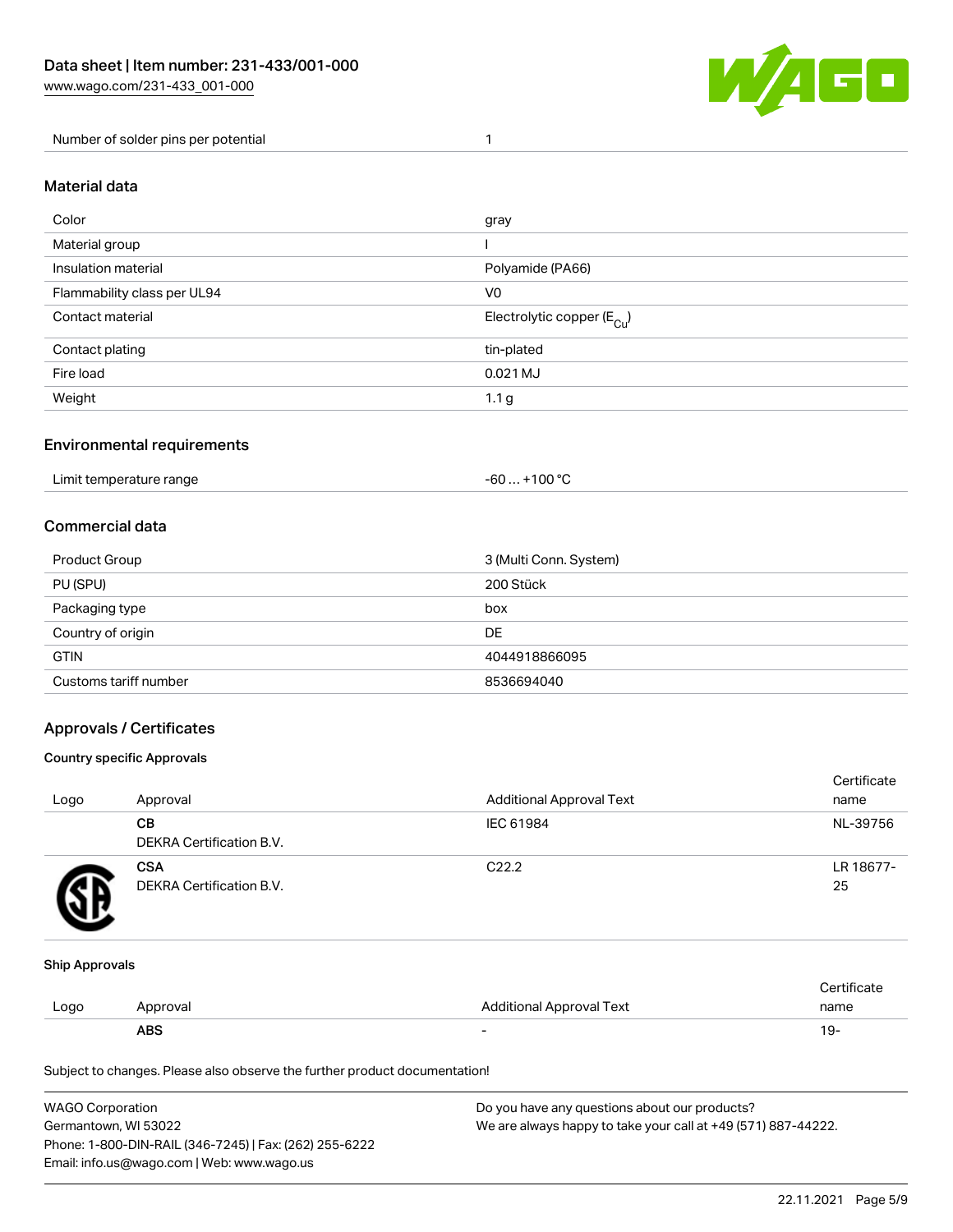| Number of solder pins per potential | 1 |
| --- | --- |

## Material data

| Color | gray |
| --- | --- |
| Material group | I |
| Insulation material | Polyamide (PA66) |
| Flammability class per UL94 | V0 |
| Contact material | Electrolytic copper ($E_{Cu}$) |
| Contact plating | tin-plated |
| Fire load | 0.021 MJ |
| Weight | 1.1 g |

## Environmental requirements

| Limit temperature range | -60 … +100 °C |
| --- | --- |

## Commercial data

| Product Group | 3 (Multi Conn. System) |
| --- | --- |
| PU (SPU) | 200 Stück |
| Packaging type | box |
| Country of origin | DE |
| GTIN | 4044918866095 |
| Customs tariff number | 8536694040 |

## Approvals / Certificates

### Country specific Approvals

| Logo | Approval | Additional Approval Text | Certificate name |
| --- | --- | --- | --- |
| | **CB** DEKRA Certification B.V. | IEC 61984 | NL-39756 |
| | **CSA** DEKRA Certification B.V. | C22.2 | LR 18677-25 |

### Ship Approvals

| Logo | Approval | Additional Approval Text | Certificate name |
| --- | --- | --- | --- |
| | **ABS** | - | 19- |

Subject to changes. Please also observe the further product documentation!

WAGO Corporation
Germantown, WI 53022
Phone: 1-800-DIN-RAIL (346-7245) | Fax: (262) 255-6222
Email: info.us@wago.com | Web: www.wago.us

Do you have any questions about our products?
We are always happy to take your call at +49 (571) 887-44222.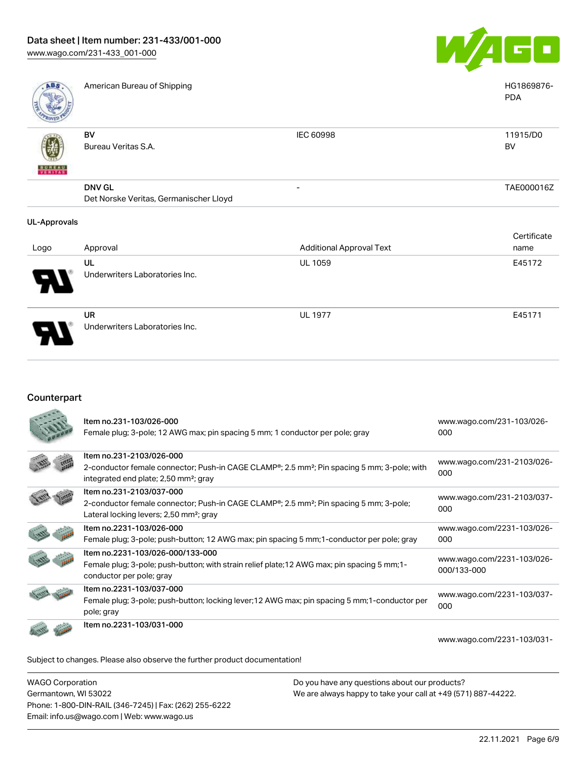| | | | |
|---|---|---|---|
| | American Bureau of Shipping | | HG1869876-PDA |
| | **BV** Bureau Veritas S.A. | IEC 60998 | 11915/D0 BV |
| | **DNV GL** Det Norske Veritas, Germanischer Lloyd | - | TAE000016Z |

**UL-Approvals**

| Logo | Approval | Additional Approval Text | Certificate name |
|---|---|---|---|
| | **UL** Underwriters Laboratories Inc. | UL 1059 | E45172 |
| | **UR** Underwriters Laboratories Inc. | UL 1977 | E45171 |

## Counterpart

| | | |
|---|---|---|
| | Item no.231-103/026-000<br>Female plug; 3-pole; 12 AWG max; pin spacing 5 mm; 1 conductor per pole; gray | www.wago.com/231-103/026-000 |
| | Item no.231-2103/026-000<br>2-conductor female connector; Push-in CAGE CLAMP®; 2.5 mm²; Pin spacing 5 mm; 3-pole; with integrated end plate; 2,50 mm²; gray | www.wago.com/231-2103/026-000 |
| | Item no.231-2103/037-000<br>2-conductor female connector; Push-in CAGE CLAMP®; 2.5 mm²; Pin spacing 5 mm; 3-pole; Lateral locking levers; 2,50 mm²; gray | www.wago.com/231-2103/037-000 |
| | Item no.2231-103/026-000<br>Female plug; 3-pole; push-button; 12 AWG max; pin spacing 5 mm;1-conductor per pole; gray | www.wago.com/2231-103/026-000 |
| | Item no.2231-103/026-000/133-000<br>Female plug; 3-pole; push-button; with strain relief plate;12 AWG max; pin spacing 5 mm;1-conductor per pole; gray | www.wago.com/2231-103/026-000/133-000 |
| | Item no.2231-103/037-000<br>Female plug; 3-pole; push-button; locking lever;12 AWG max; pin spacing 5 mm;1-conductor per pole; gray | www.wago.com/2231-103/037-000 |
| | Item no.2231-103/031-000 | www.wago.com/2231-103/031- |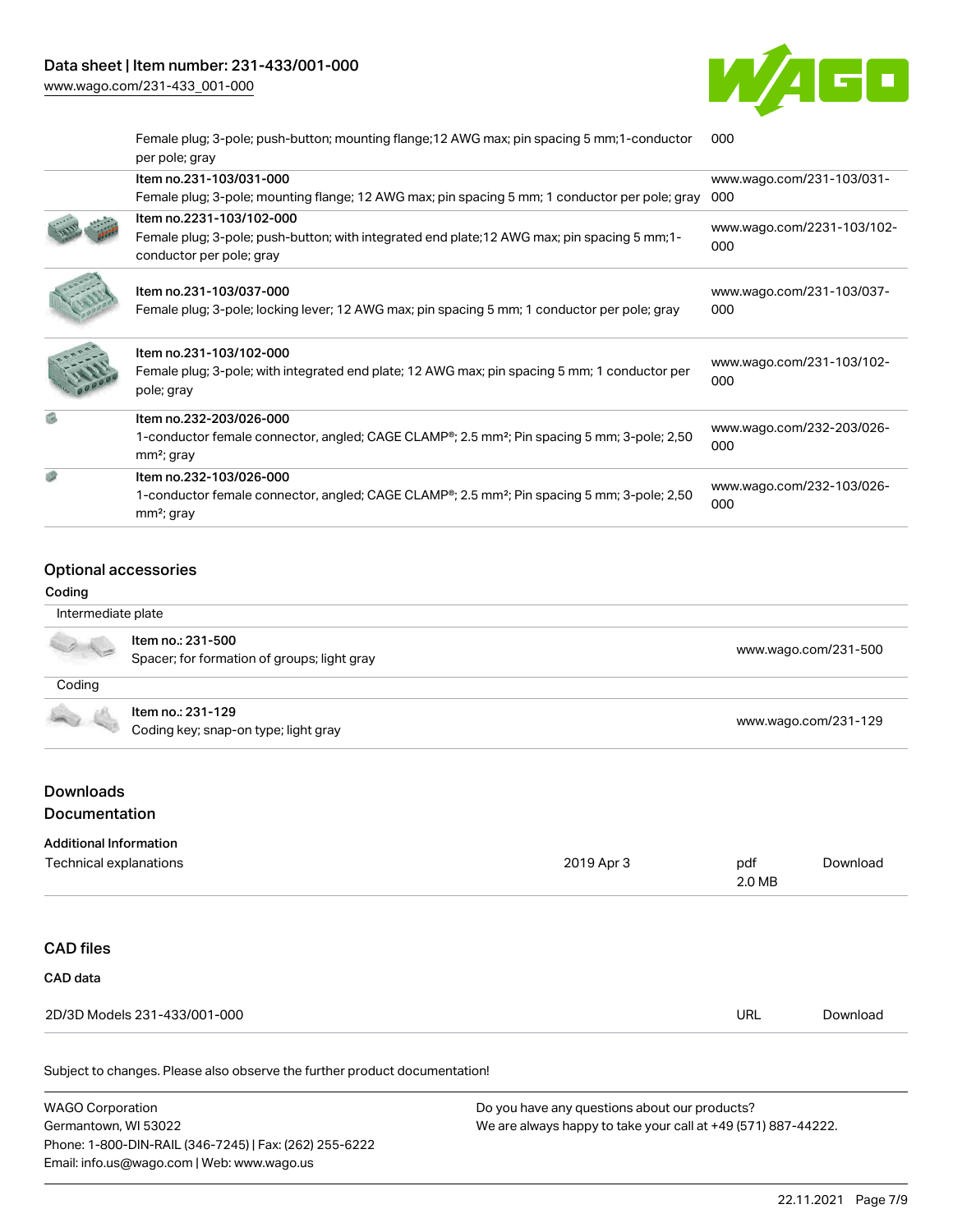| | | |
|---|---|---|
| | Female plug; 3-pole; push-button; mounting flange;12 AWG max; pin spacing 5 mm;1-conductor per pole; gray | 000 |
| | Item no.231-103/031-000<br>Female plug; 3-pole; mounting flange; 12 AWG max; pin spacing 5 mm; 1 conductor per pole; gray | www.wago.com/231-103/031-000 |
| | Item no.2231-103/102-000<br>Female plug; 3-pole; push-button; with integrated end plate;12 AWG max; pin spacing 5 mm;1-conductor per pole; gray | www.wago.com/2231-103/102-000 |
| | Item no.231-103/037-000<br>Female plug; 3-pole; locking lever; 12 AWG max; pin spacing 5 mm; 1 conductor per pole; gray | www.wago.com/231-103/037-000 |
| | Item no.231-103/102-000<br>Female plug; 3-pole; with integrated end plate; 12 AWG max; pin spacing 5 mm; 1 conductor per pole; gray | www.wago.com/231-103/102-000 |
| | Item no.232-203/026-000<br>1-conductor female connector, angled; CAGE CLAMP®; 2.5 mm²; Pin spacing 5 mm; 3-pole; 2,50 mm²; gray | www.wago.com/232-203/026-000 |
| | Item no.232-103/026-000<br>1-conductor female connector, angled; CAGE CLAMP®; 2.5 mm²; Pin spacing 5 mm; 3-pole; 2,50 mm²; gray | www.wago.com/232-103/026-000 |

## Optional accessories

### Coding

| Intermediate plate | | |
|---|---|---|
| | Item no.: 231-500<br>Spacer; for formation of groups; light gray | www.wago.com/231-500 |

| Coding | | |
|---|---|---|
| | Item no.: 231-129<br>Coding key; snap-on type; light gray | www.wago.com/231-129 |

## Downloads

## Documentation

### Additional Information

| | | | |
|---|---|---|---|
| Technical explanations | 2019 Apr 3 | pdf<br>2.0 MB | Download |

## CAD files

### CAD data

| | | |
|---|---|---|
| 2D/3D Models 231-433/001-000 | URL | Download |

Subject to changes. Please also observe the further product documentation!

WAGO Corporation
Germantown, WI 53022
Phone: 1-800-DIN-RAIL (346-7245) | Fax: (262) 255-6222
Email: info.us@wago.com | Web: www.wago.us

Do you have any questions about our products?
We are always happy to take your call at +49 (571) 887-44222.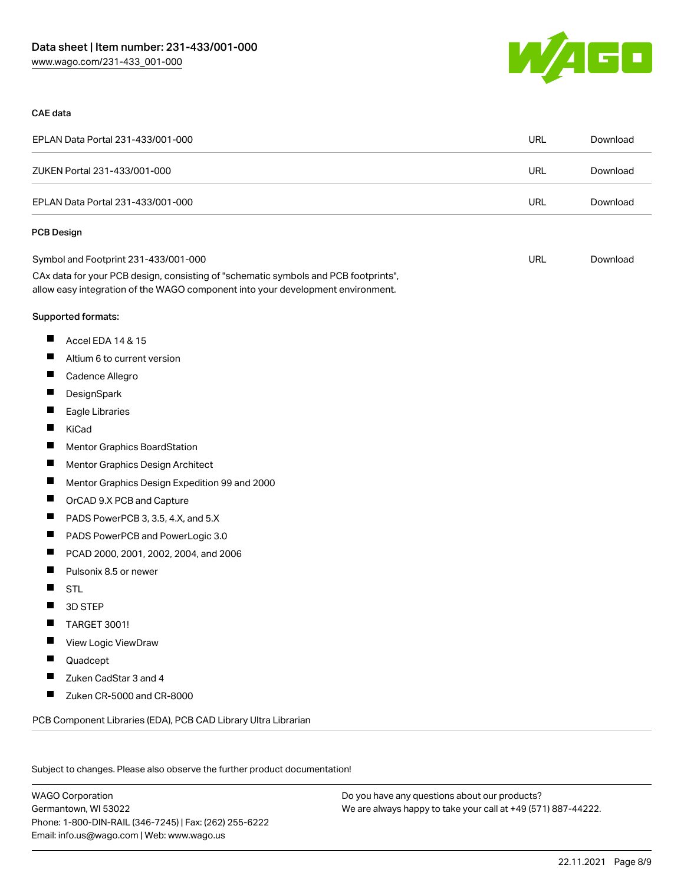CAE data

| | | |
|---|---|---|
| EPLAN Data Portal 231-433/001-000 | URL | Download |
| ZUKEN Portal 231-433/001-000 | URL | Download |
| EPLAN Data Portal 231-433/001-000 | URL | Download |

PCB Design

| | | |
|---|---|---|
| Symbol and Footprint 231-433/001-000 | URL | Download |

CAx data for your PCB design, consisting of "schematic symbols and PCB footprints", allow easy integration of the WAGO component into your development environment.

Supported formats:

- Accel EDA 14 & 15
- Altium 6 to current version
- Cadence Allegro
- DesignSpark
- Eagle Libraries
- KiCad
- Mentor Graphics BoardStation
- Mentor Graphics Design Architect
- Mentor Graphics Design Expedition 99 and 2000
- OrCAD 9.X PCB and Capture
- PADS PowerPCB 3, 3.5, 4.X, and 5.X
- PADS PowerPCB and PowerLogic 3.0
- PCAD 2000, 2001, 2002, 2004, and 2006
- Pulsonix 8.5 or newer
- STL
- 3D STEP
- TARGET 3001!
- View Logic ViewDraw
- Quadcept
- Zuken CadStar 3 and 4
- Zuken CR-5000 and CR-8000

PCB Component Libraries (EDA), PCB CAD Library Ultra Librarian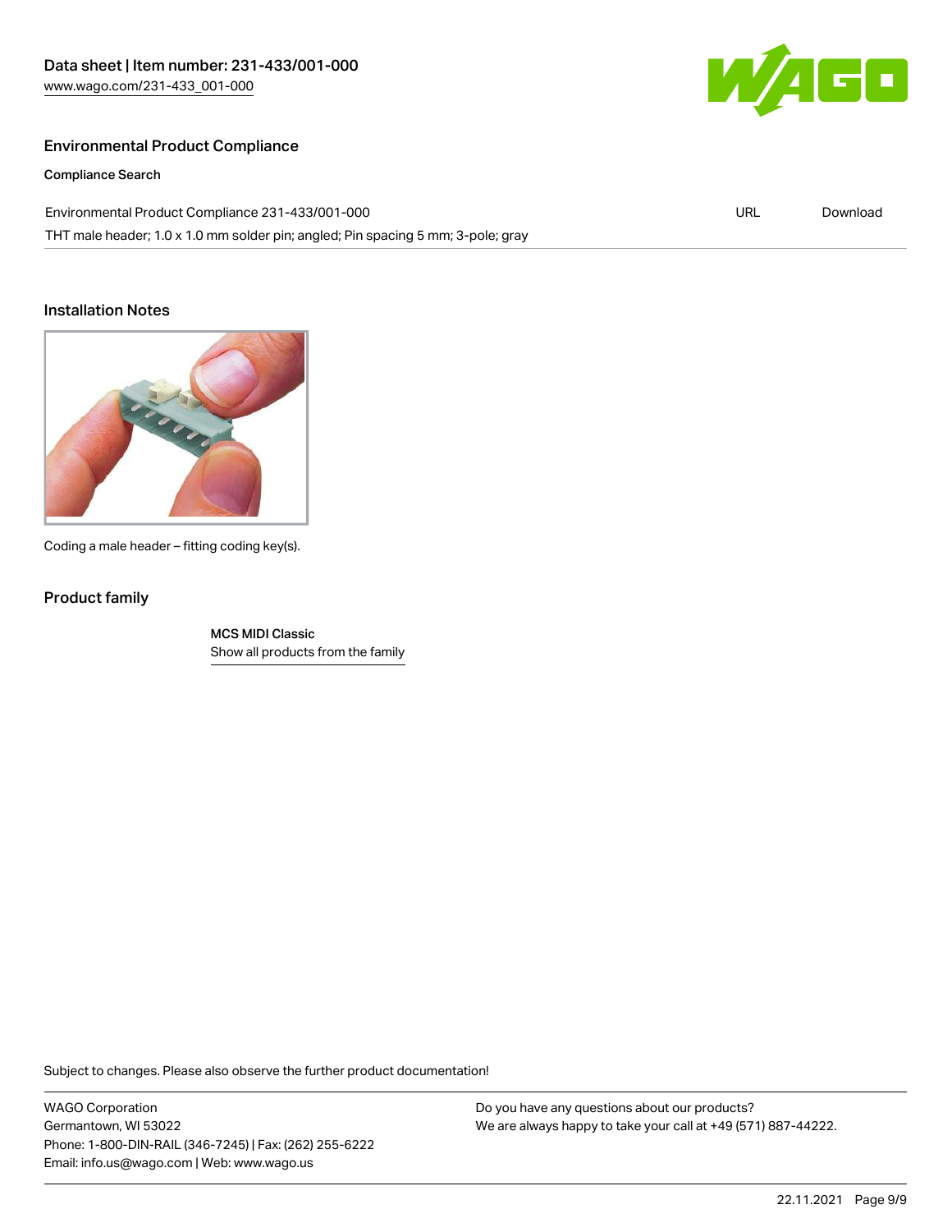## Environmental Product Compliance

### Compliance Search

| | | |
|---|---|---|
| Environmental Product Compliance 231-433/001-000<br>THT male header; 1.0 x 1.0 mm solder pin; angled; Pin spacing 5 mm; 3-pole; gray | URL | Download |

## Installation Notes

Coding a male header – fitting coding key(s).

## Product family

MCS MIDI Classic
Show all products from the family

Subject to changes. Please also observe the further product documentation!

WAGO Corporation
Germantown, WI 53022
Phone: 1-800-DIN-RAIL (346-7245) | Fax: (262) 255-6222
Email: info.us@wago.com | Web: www.wago.us

Do you have any questions about our products?
We are always happy to take your call at +49 (571) 887-44222.